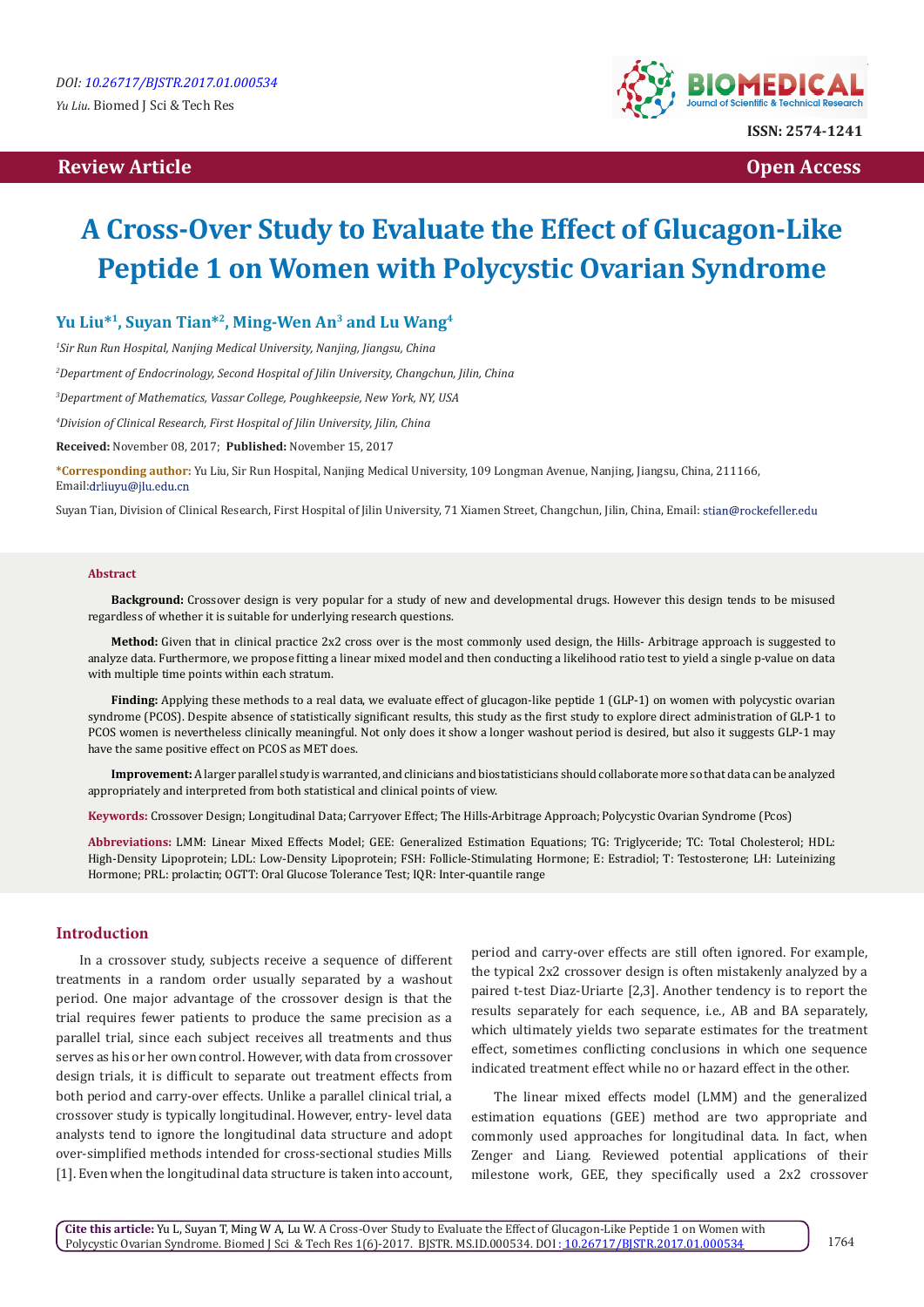Review Article

Open Access

# A Cross-Over Study to Evaluate the Effect of Glucagon-Like Peptide 1 on Women with Polycystic Ovarian Syndrome

**Yu Liu*[1], Suyan Tian*[2], Ming-Wen An[3] and Lu Wang[4]**

*[1]Sir Run Run Hospital, Nanjing Medical University, Nanjing, Jiangsu, China*

*[2]Department of Endocrinology, Second Hospital of Jilin University, Changchun, Jilin, China*

*[3]Department of Mathematics, Vassar College, Poughkeepsie, New York, NY, USA*

*[4]Division of Clinical Research, First Hospital of Jilin University, Jilin, China*

**Received:** November 08, 2017; **Published:** November 15, 2017

***Corresponding author:** Yu Liu, Sir Run Hospital, Nanjing Medical University, 109 Longman Avenue, Nanjing, Jiangsu, China, 211166, Email:drliuyu@jlu.edu.cn

Suyan Tian, Division of Clinical Research, First Hospital of Jilin University, 71 Xiamen Street, Changchun, Jilin, China, Email: stian@rockefeller.edu

## Abstract

**Background:** Crossover design is very popular for a study of new and developmental drugs. However this design tends to be misused regardless of whether it is suitable for underlying research questions.

**Method:** Given that in clinical practice 2x2 cross over is the most commonly used design, the Hills- Arbitrage approach is suggested to analyze data. Furthermore, we propose fitting a linear mixed model and then conducting a likelihood ratio test to yield a single p-value on data with multiple time points within each stratum.

**Finding:** Applying these methods to a real data, we evaluate effect of glucagon-like peptide 1 (GLP-1) on women with polycystic ovarian syndrome (PCOS). Despite absence of statistically significant results, this study as the first study to explore direct administration of GLP-1 to PCOS women is nevertheless clinically meaningful. Not only does it show a longer washout period is desired, but also it suggests GLP-1 may have the same positive effect on PCOS as MET does.

**Improvement:** A larger parallel study is warranted, and clinicians and biostatisticians should collaborate more so that data can be analyzed appropriately and interpreted from both statistical and clinical points of view.

**Keywords:** Crossover Design; Longitudinal Data; Carryover Effect; The Hills-Arbitrage Approach; Polycystic Ovarian Syndrome (Pcos)

**Abbreviations:** LMM: Linear Mixed Effects Model; GEE: Generalized Estimation Equations; TG: Triglyceride; TC: Total Cholesterol; HDL: High-Density Lipoprotein; LDL: Low-Density Lipoprotein; FSH: Follicle-Stimulating Hormone; E: Estradiol; T: Testosterone; LH: Luteinizing Hormone; PRL: prolactin; OGTT: Oral Glucose Tolerance Test; IQR: Inter-quantile range

## Introduction

In a crossover study, subjects receive a sequence of different treatments in a random order usually separated by a washout period. One major advantage of the crossover design is that the trial requires fewer patients to produce the same precision as a parallel trial, since each subject receives all treatments and thus serves as his or her own control. However, with data from crossover design trials, it is difficult to separate out treatment effects from both period and carry-over effects. Unlike a parallel clinical trial, a crossover study is typically longitudinal. However, entry- level data analysts tend to ignore the longitudinal data structure and adopt over-simplified methods intended for cross-sectional studies Mills [1]. Even when the longitudinal data structure is taken into account, period and carry-over effects are still often ignored. For example, the typical 2x2 crossover design is often mistakenly analyzed by a paired t-test Diaz-Uriarte [2,3]. Another tendency is to report the results separately for each sequence, i.e., AB and BA separately, which ultimately yields two separate estimates for the treatment effect, sometimes conflicting conclusions in which one sequence indicated treatment effect while no or hazard effect in the other.

The linear mixed effects model (LMM) and the generalized estimation equations (GEE) method are two appropriate and commonly used approaches for longitudinal data. In fact, when Zenger and Liang. Reviewed potential applications of their milestone work, GEE, they specifically used a 2x2 crossover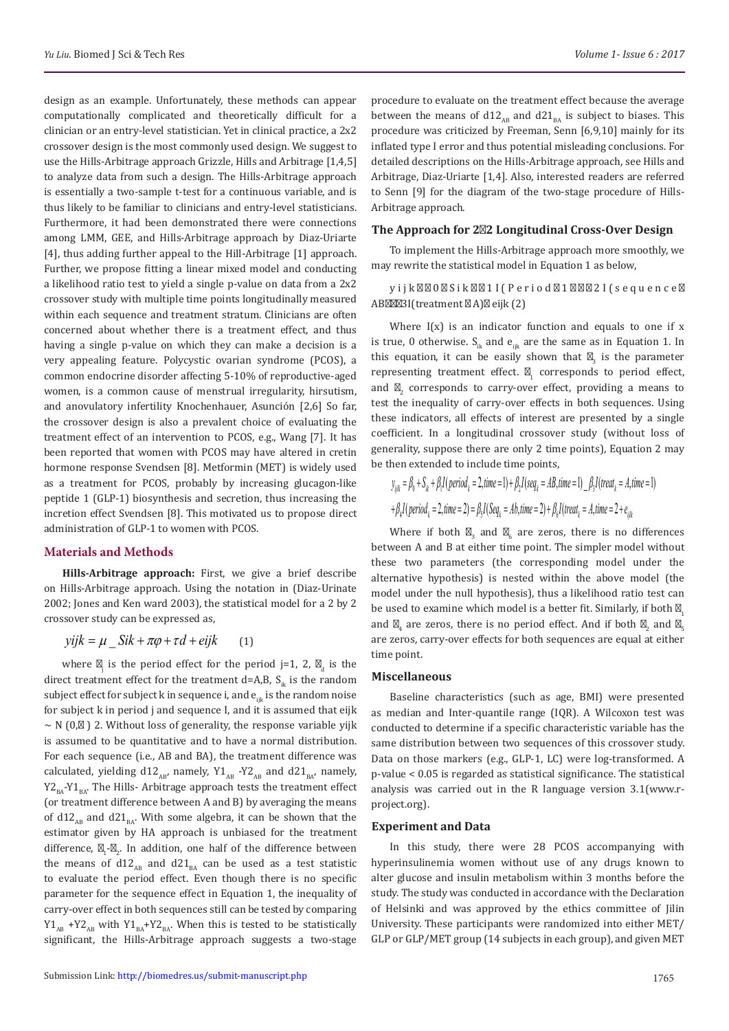design as an example. Unfortunately, these methods can appear computationally complicated and theoretically difficult for a clinician or an entry-level statistician. Yet in clinical practice, a 2x2 crossover design is the most commonly used design. We suggest to use the Hills-Arbitrage approach Grizzle, Hills and Arbitrage [1,4,5] to analyze data from such a design. The Hills-Arbitrage approach is essentially a two-sample t-test for a continuous variable, and is thus likely to be familiar to clinicians and entry-level statisticians. Furthermore, it had been demonstrated there were connections among LMM, GEE, and Hills-Arbitrage approach by Diaz-Uriarte [4], thus adding further appeal to the Hill-Arbitrage [1] approach. Further, we propose fitting a linear mixed model and conducting a likelihood ratio test to yield a single p-value on data from a 2x2 crossover study with multiple time points longitudinally measured within each sequence and treatment stratum. Clinicians are often concerned about whether there is a treatment effect, and thus having a single p-value on which they can make a decision is a very appealing feature. Polycystic ovarian syndrome (PCOS), a common endocrine disorder affecting 5-10% of reproductive-aged women, is a common cause of menstrual irregularity, hirsutism, and anovulatory infertility Knochenhauer, Asunción [2,6] So far, the crossover design is also a prevalent choice of evaluating the treatment effect of an intervention to PCOS, e.g., Wang [7]. It has been reported that women with PCOS may have altered in cretin hormone response Svendsen [8]. Metformin (MET) is widely used as a treatment for PCOS, probably by increasing glucagon-like peptide 1 (GLP-1) biosynthesis and secretion, thus increasing the incretion effect Svendsen [8]. This motivated us to propose direct administration of GLP-1 to women with PCOS.

## Materials and Methods

**Hills-Arbitrage approach:** First, we give a brief describe on Hills-Arbitrage approach. Using the notation in (Diaz-Urinate 2002; Jones and Ken ward 2003), the statistical model for a 2 by 2 crossover study can be expressed as,

$$yijk = \mu\_Sik + \pi\varphi + \tau d + eijk \qquad (1)$$

where $\pi_j$ is the period effect for the period j=1, 2, $\tau_d$ is the direct treatment effect for the treatment d=A,B, $S_{ik}$ is the random subject effect for subject k in sequence i, and $e_{ijk}$ is the random noise for subject k in period j and sequence I, and it is assumed that eijk $\sim$ N (0,σ) 2. Without loss of generality, the response variable yijk is assumed to be quantitative and to have a normal distribution. For each sequence (i.e., AB and BA), the treatment difference was calculated, yielding $d12_{AB}$, namely, $Y1_{AB}$ -$Y2_{AB}$ and $d21_{BA}$, namely, $Y2_{BA}$-$Y1_{BA}$. The Hills- Arbitrage approach tests the treatment effect (or treatment difference between A and B) by averaging the means of $d12_{AB}$ and $d21_{BA}$. With some algebra, it can be shown that the estimator given by HA approach is unbiased for the treatment difference, $\tau_1$-$\tau_2$. In addition, one half of the difference between the means of $d12_{AB}$ and $d21_{BA}$ can be used as a test statistic to evaluate the period effect. Even though there is no specific parameter for the sequence effect in Equation 1, the inequality of carry-over effect in both sequences still can be tested by comparing $Y1_{AB}$ +$Y2_{AB}$ with $Y1_{BA}$+$Y2_{BA}$. When this is tested to be statistically significant, the Hills-Arbitrage approach suggests a two-stage procedure to evaluate on the treatment effect because the average between the means of $d12_{AB}$ and $d21_{BA}$ is subject to biases. This procedure was criticized by Freeman, Senn [6,9,10] mainly for its inflated type I error and thus potential misleading conclusions. For detailed descriptions on the Hills-Arbitrage approach, see Hills and Arbitrage, Diaz-Uriarte [1,4]. Also, interested readers are referred to Senn [9] for the diagram of the two-stage procedure of Hills-Arbitrage approach.

### The Approach for 2×2 Longitudinal Cross-Over Design

To implement the Hills-Arbitrage approach more smoothly, we may rewrite the statistical model in Equation 1 as below,

y i j k = β0 + S i k + β1 I ( P e r i o d = 1 ) + β2 I ( s e q u e n c e = AB) + β3 I(treatment = A) + eijk (2)

Where I(x) is an indicator function and equals to one if x is true, 0 otherwise. $S_{ik}$ and $e_{ijk}$ are the same as in Equation 1. In this equation, it can be easily shown that $\beta_3$ is the parameter representing treatment effect. $\beta_1$ corresponds to period effect, and $\beta_2$ corresponds to carry-over effect, providing a means to test the inequality of carry-over effects in both sequences. Using these indicators, all effects of interest are presented by a single coefficient. In a longitudinal crossover study (without loss of generality, suppose there are only 2 time points), Equation 2 may be then extended to include time points,

$$y_{ijk} = \beta_0 + S_{ik} + \beta_1 I(period_k = 2, time = 1) + \beta_2 I(seq_k = AB, time = 1)\_\beta_3 I(treat_k = A, time = 1)$$
$$+ \beta_4 I(period_k = 2, time = 2) = \beta_5 I(Seq_k = Ab, time = 2) + \beta_6 I(treat_k = A, time = 2 + e_{ijk}$$

Where if both $\beta_3$ and $\beta_6$ are zeros, there is no differences between A and B at either time point. The simpler model without these two parameters (the corresponding model under the alternative hypothesis) is nested within the above model (the model under the null hypothesis), thus a likelihood ratio test can be used to examine which model is a better fit. Similarly, if both $\beta_1$ and $\beta_4$ are zeros, there is no period effect. And if both $\beta_2$ and $\beta_5$ are zeros, carry-over effects for both sequences are equal at either time point.

### Miscellaneous

Baseline characteristics (such as age, BMI) were presented as median and Inter-quantile range (IQR). A Wilcoxon test was conducted to determine if a specific characteristic variable has the same distribution between two sequences of this crossover study. Data on those markers (e.g., GLP-1, LC) were log-transformed. A p-value < 0.05 is regarded as statistical significance. The statistical analysis was carried out in the R language version 3.1(www.r-project.org).

### Experiment and Data

In this study, there were 28 PCOS accompanying with hyperinsulinemia women without use of any drugs known to alter glucose and insulin metabolism within 3 months before the study. The study was conducted in accordance with the Declaration of Helsinki and was approved by the ethics committee of Jilin University. These participants were randomized into either MET/GLP or GLP/MET group (14 subjects in each group), and given MET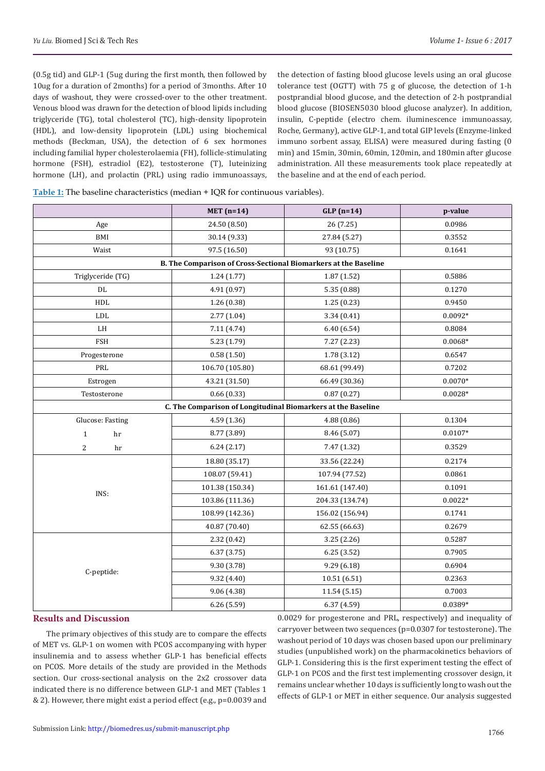(0.5g tid) and GLP-1 (5ug during the first month, then followed by 10ug for a duration of 2months) for a period of 3months. After 10 days of washout, they were crossed-over to the other treatment. Venous blood was drawn for the detection of blood lipids including triglyceride (TG), total cholesterol (TC), high-density lipoprotein (HDL), and low-density lipoprotein (LDL) using biochemical methods (Beckman, USA), the detection of 6 sex hormones including familial hyper cholesterolaemia (FH), follicle-stimulating hormone (FSH), estradiol (E2), testosterone (T), luteinizing hormone (LH), and prolactin (PRL) using radio immunoassays, the detection of fasting blood glucose levels using an oral glucose tolerance test (OGTT) with 75 g of glucose, the detection of 1-h postprandial blood glucose, and the detection of 2-h postprandial blood glucose (BIOSEN5030 blood glucose analyzer). In addition, insulin, C-peptide (electro chem. iluminescence immunoassay, Roche, Germany), active GLP-1, and total GIP levels (Enzyme-linked immuno sorbent assay, ELISA) were measured during fasting (0 min) and 15min, 30min, 60min, 120min, and 180min after glucose administration. All these measurements took place repeatedly at the baseline and at the end of each period.

**Table 1:** The baseline characteristics (median + IQR for continuous variables).

| | MET (n=14) | GLP (n=14) | p-value |
|---|---|---|---|
| Age | 24.50 (8.50) | 26 (7.25) | 0.0986 |
| BMI | 30.14 (9.33) | 27.84 (5.27) | 0.3552 |
| Waist | 97.5 (16.50) | 93 (10.75) | 0.1641 |
| **B. The Comparison of Cross-Sectional Biomarkers at the Baseline** | | | |
| Triglyceride (TG) | 1.24 (1.77) | 1.87 (1.52) | 0.5886 |
| DL | 4.91 (0.97) | 5.35 (0.88) | 0.1270 |
| HDL | 1.26 (0.38) | 1.25 (0.23) | 0.9450 |
| LDL | 2.77 (1.04) | 3.34 (0.41) | 0.0092* |
| LH | 7.11 (4.74) | 6.40 (6.54) | 0.8084 |
| FSH | 5.23 (1.79) | 7.27 (2.23) | 0.0068* |
| Progesterone | 0.58 (1.50) | 1.78 (3.12) | 0.6547 |
| PRL | 106.70 (105.80) | 68.61 (99.49) | 0.7202 |
| Estrogen | 43.21 (31.50) | 66.49 (30.36) | 0.0070* |
| Testosterone | 0.66 (0.33) | 0.87 (0.27) | 0.0028* |
| **C. The Comparison of Longitudinal Biomarkers at the Baseline** | | | |
| Glucose: Fasting | 4.59 (1.36) | 4.88 (0.86) | 0.1304 |
| 1 hr | 8.77 (3.89) | 8.46 (5.07) | 0.0107* |
| 2 hr | 6.24 (2.17) | 7.47 (1.32) | 0.3529 |
| INS: | 18.80 (35.17) | 33.56 (22.24) | 0.2174 |
| | 108.07 (59.41) | 107.94 (77.52) | 0.0861 |
| | 101.38 (150.34) | 161.61 (147.40) | 0.1091 |
| | 103.86 (111.36) | 204.33 (134.74) | 0.0022* |
| | 108.99 (142.36) | 156.02 (156.94) | 0.1741 |
| | 40.87 (70.40) | 62.55 (66.63) | 0.2679 |
| C-peptide: | 2.32 (0.42) | 3.25 (2.26) | 0.5287 |
| | 6.37 (3.75) | 6.25 (3.52) | 0.7905 |
| | 9.30 (3.78) | 9.29 (6.18) | 0.6904 |
| | 9.32 (4.40) | 10.51 (6.51) | 0.2363 |
| | 9.06 (4.38) | 11.54 (5.15) | 0.7003 |
| | 6.26 (5.59) | 6.37 (4.59) | 0.0389* |

## Results and Discussion

The primary objectives of this study are to compare the effects of MET vs. GLP-1 on women with PCOS accompanying with hyper insulinemia and to assess whether GLP-1 has beneficial effects on PCOS. More details of the study are provided in the Methods section. Our cross-sectional analysis on the 2x2 crossover data indicated there is no difference between GLP-1 and MET (Tables 1 & 2). However, there might exist a period effect (e.g., p=0.0039 and 0.0029 for progesterone and PRL, respectively) and inequality of carryover between two sequences (p=0.0307 for testosterone). The washout period of 10 days was chosen based upon our preliminary studies (unpublished work) on the pharmacokinetics behaviors of GLP-1. Considering this is the first experiment testing the effect of GLP-1 on PCOS and the first test implementing crossover design, it remains unclear whether 10 days is sufficiently long to wash out the effects of GLP-1 or MET in either sequence. Our analysis suggested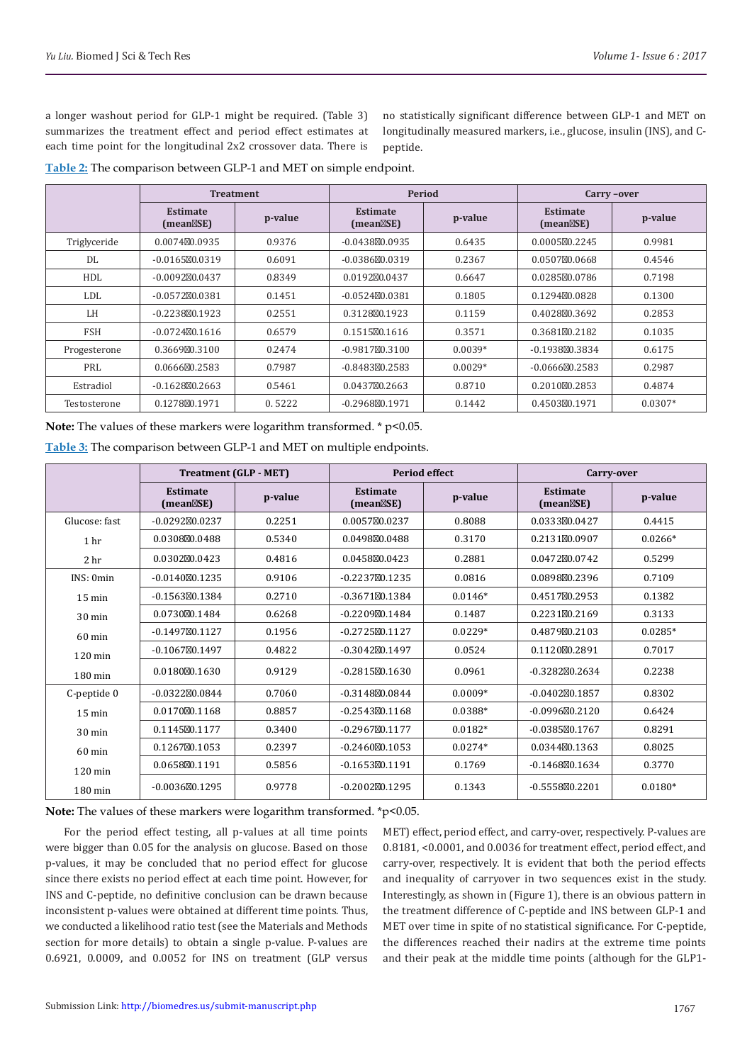a longer washout period for GLP-1 might be required. (Table 3) summarizes the treatment effect and period effect estimates at each time point for the longitudinal 2x2 crossover data. There is no statistically significant difference between GLP-1 and MET on longitudinally measured markers, i.e., glucose, insulin (INS), and C-peptide.

**Table 2:** The comparison between GLP-1 and MET on simple endpoint.

| | Treatment | | Period | | Carry –over | |
|---|---|---|---|---|---|---|
| | Estimate (mean±SE) | p-value | Estimate (mean±SE) | p-value | Estimate (mean±SE) | p-value |
| Triglyceride | 0.0074±0.0935 | 0.9376 | -0.0438±0.0935 | 0.6435 | 0.0005±0.2245 | 0.9981 |
| DL | -0.0165±0.0319 | 0.6091 | -0.0386±0.0319 | 0.2367 | 0.0507±0.0668 | 0.4546 |
| HDL | -0.0092±0.0437 | 0.8349 | 0.0192±0.0437 | 0.6647 | 0.0285±0.0786 | 0.7198 |
| LDL | -0.0572±0.0381 | 0.1451 | -0.0524±0.0381 | 0.1805 | 0.1294±0.0828 | 0.1300 |
| LH | -0.2238±0.1923 | 0.2551 | 0.3128±0.1923 | 0.1159 | 0.4028±0.3692 | 0.2853 |
| FSH | -0.0724±0.1616 | 0.6579 | 0.1515±0.1616 | 0.3571 | 0.3681±0.2182 | 0.1035 |
| Progesterone | 0.3669±0.3100 | 0.2474 | -0.9817±0.3100 | 0.0039* | -0.1938±0.3834 | 0.6175 |
| PRL | 0.0666±0.2583 | 0.7987 | -0.8483±0.2583 | 0.0029* | -0.0666±0.2583 | 0.2987 |
| Estradiol | -0.1628±0.2663 | 0.5461 | 0.0437±0.2663 | 0.8710 | 0.2010±0.2853 | 0.4874 |
| Testosterone | 0.1278±0.1971 | 0. 5222 | -0.2968±0.1971 | 0.1442 | 0.4503±0.1971 | 0.0307* |

**Note:** The values of these markers were logarithm transformed. * p<0.05.

**Table 3:** The comparison between GLP-1 and MET on multiple endpoints.

| | Treatment (GLP - MET) | | Period effect | | Carry-over | |
|---|---|---|---|---|---|---|
| | Estimate (mean±SE) | p-value | Estimate (mean±SE) | p-value | Estimate (mean±SE) | p-value |
| Glucose: fast | -0.0292±0.0237 | 0.2251 | 0.0057±0.0237 | 0.8088 | 0.0333±0.0427 | 0.4415 |
| 1 hr | 0.0308±0.0488 | 0.5340 | 0.0498±0.0488 | 0.3170 | 0.2131±0.0907 | 0.0266* |
| 2 hr | 0.0302±0.0423 | 0.4816 | 0.0458±0.0423 | 0.2881 | 0.0472±0.0742 | 0.5299 |
| INS: 0min | -0.0140±0.1235 | 0.9106 | -0.2237±0.1235 | 0.0816 | 0.0898±0.2396 | 0.7109 |
| 15 min | -0.1563±0.1384 | 0.2710 | -0.3671±0.1384 | 0.0146* | 0.4517±0.2953 | 0.1382 |
| 30 min | 0.0730±0.1484 | 0.6268 | -0.2209±0.1484 | 0.1487 | 0.2231±0.2169 | 0.3133 |
| 60 min | -0.1497±0.1127 | 0.1956 | -0.2725±0.1127 | 0.0229* | 0.4879±0.2103 | 0.0285* |
| 120 min | -0.1067±0.1497 | 0.4822 | -0.3042±0.1497 | 0.0524 | 0.1120±0.2891 | 0.7017 |
| 180 min | 0.0180±0.1630 | 0.9129 | -0.2815±0.1630 | 0.0961 | -0.3282±0.2634 | 0.2238 |
| C-peptide 0 | -0.0322±0.0844 | 0.7060 | -0.3148±0.0844 | 0.0009* | -0.0402±0.1857 | 0.8302 |
| 15 min | 0.0170±0.1168 | 0.8857 | -0.2543±0.1168 | 0.0388* | -0.0996±0.2120 | 0.6424 |
| 30 min | 0.1145±0.1177 | 0.3400 | -0.2967±0.1177 | 0.0182* | -0.0385±0.1767 | 0.8291 |
| 60 min | 0.1267±0.1053 | 0.2397 | -0.2460±0.1053 | 0.0274* | 0.0344±0.1363 | 0.8025 |
| 120 min | 0.0658±0.1191 | 0.5856 | -0.1653±0.1191 | 0.1769 | -0.1468±0.1634 | 0.3770 |
| 180 min | -0.0036±0.1295 | 0.9778 | -0.2002±0.1295 | 0.1343 | -0.5558±0.2201 | 0.0180* |

**Note:** The values of these markers were logarithm transformed. *p<0.05.

For the period effect testing, all p-values at all time points were bigger than 0.05 for the analysis on glucose. Based on those p-values, it may be concluded that no period effect for glucose since there exists no period effect at each time point. However, for INS and C-peptide, no definitive conclusion can be drawn because inconsistent p-values were obtained at different time points. Thus, we conducted a likelihood ratio test (see the Materials and Methods section for more details) to obtain a single p-value. P-values are 0.6921, 0.0009, and 0.0052 for INS on treatment (GLP versus MET) effect, period effect, and carry-over, respectively. P-values are 0.8181, <0.0001, and 0.0036 for treatment effect, period effect, and carry-over, respectively. It is evident that both the period effects and inequality of carryover in two sequences exist in the study. Interestingly, as shown in (Figure 1), there is an obvious pattern in the treatment difference of C-peptide and INS between GLP-1 and MET over time in spite of no statistical significance. For C-peptide, the differences reached their nadirs at the extreme time points and their peak at the middle time points (although for the GLP1-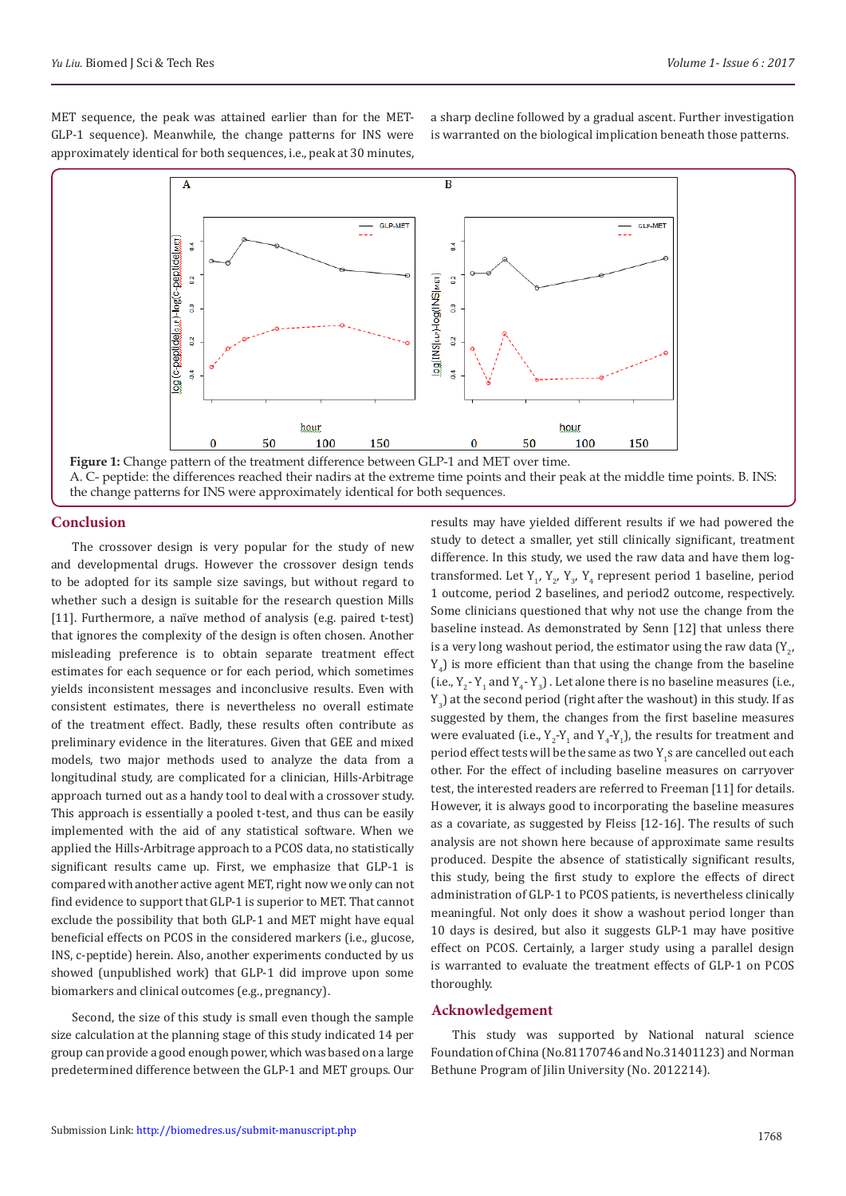MET sequence, the peak was attained earlier than for the MET-GLP-1 sequence). Meanwhile, the change patterns for INS were approximately identical for both sequences, i.e., peak at 30 minutes, a sharp decline followed by a gradual ascent. Further investigation is warranted on the biological implication beneath those patterns.

**Figure 1:** Change pattern of the treatment difference between GLP-1 and MET over time.
A. C- peptide: the differences reached their nadirs at the extreme time points and their peak at the middle time points. B. INS: the change patterns for INS were approximately identical for both sequences.

## Conclusion

The crossover design is very popular for the study of new and developmental drugs. However the crossover design tends to be adopted for its sample size savings, but without regard to whether such a design is suitable for the research question Mills [11]. Furthermore, a naïve method of analysis (e.g. paired t-test) that ignores the complexity of the design is often chosen. Another misleading preference is to obtain separate treatment effect estimates for each sequence or for each period, which sometimes yields inconsistent messages and inconclusive results. Even with consistent estimates, there is nevertheless no overall estimate of the treatment effect. Badly, these results often contribute as preliminary evidence in the literatures. Given that GEE and mixed models, two major methods used to analyze the data from a longitudinal study, are complicated for a clinician, Hills-Arbitrage approach turned out as a handy tool to deal with a crossover study. This approach is essentially a pooled t-test, and thus can be easily implemented with the aid of any statistical software. When we applied the Hills-Arbitrage approach to a PCOS data, no statistically significant results came up. First, we emphasize that GLP-1 is compared with another active agent MET, right now we only can not find evidence to support that GLP-1 is superior to MET. That cannot exclude the possibility that both GLP-1 and MET might have equal beneficial effects on PCOS in the considered markers (i.e., glucose, INS, c-peptide) herein. Also, another experiments conducted by us showed (unpublished work) that GLP-1 did improve upon some biomarkers and clinical outcomes (e.g., pregnancy).

Second, the size of this study is small even though the sample size calculation at the planning stage of this study indicated 14 per group can provide a good enough power, which was based on a large predetermined difference between the GLP-1 and MET groups. Our results may have yielded different results if we had powered the study to detect a smaller, yet still clinically significant, treatment difference. In this study, we used the raw data and have them log-transformed. Let $Y_1$, $Y_2$, $Y_3$, $Y_4$ represent period 1 baseline, period 1 outcome, period 2 baselines, and period2 outcome, respectively. Some clinicians questioned that why not use the change from the baseline instead. As demonstrated by Senn [12] that unless there is a very long washout period, the estimator using the raw data ($Y_2$, $Y_4$) is more efficient than that using the change from the baseline (i.e., $Y_2$ - $Y_1$ and $Y_4$ - $Y_3$). Let alone there is no baseline measures (i.e., $Y_3$) at the second period (right after the washout) in this study. If as suggested by them, the changes from the first baseline measures were evaluated (i.e., $Y_2$-$Y_1$ and $Y_4$-$Y_1$), the results for treatment and period effect tests will be the same as two $Y_1$s are cancelled out each other. For the effect of including baseline measures on carryover test, the interested readers are referred to Freeman [11] for details. However, it is always good to incorporating the baseline measures as a covariate, as suggested by Fleiss [12-16]. The results of such analysis are not shown here because of approximate same results produced. Despite the absence of statistically significant results, this study, being the first study to explore the effects of direct administration of GLP-1 to PCOS patients, is nevertheless clinically meaningful. Not only does it show a washout period longer than 10 days is desired, but also it suggests GLP-1 may have positive effect on PCOS. Certainly, a larger study using a parallel design is warranted to evaluate the treatment effects of GLP-1 on PCOS thoroughly.

## Acknowledgement

This study was supported by National natural science Foundation of China (No.81170746 and No.31401123) and Norman Bethune Program of Jilin University (No. 2012214).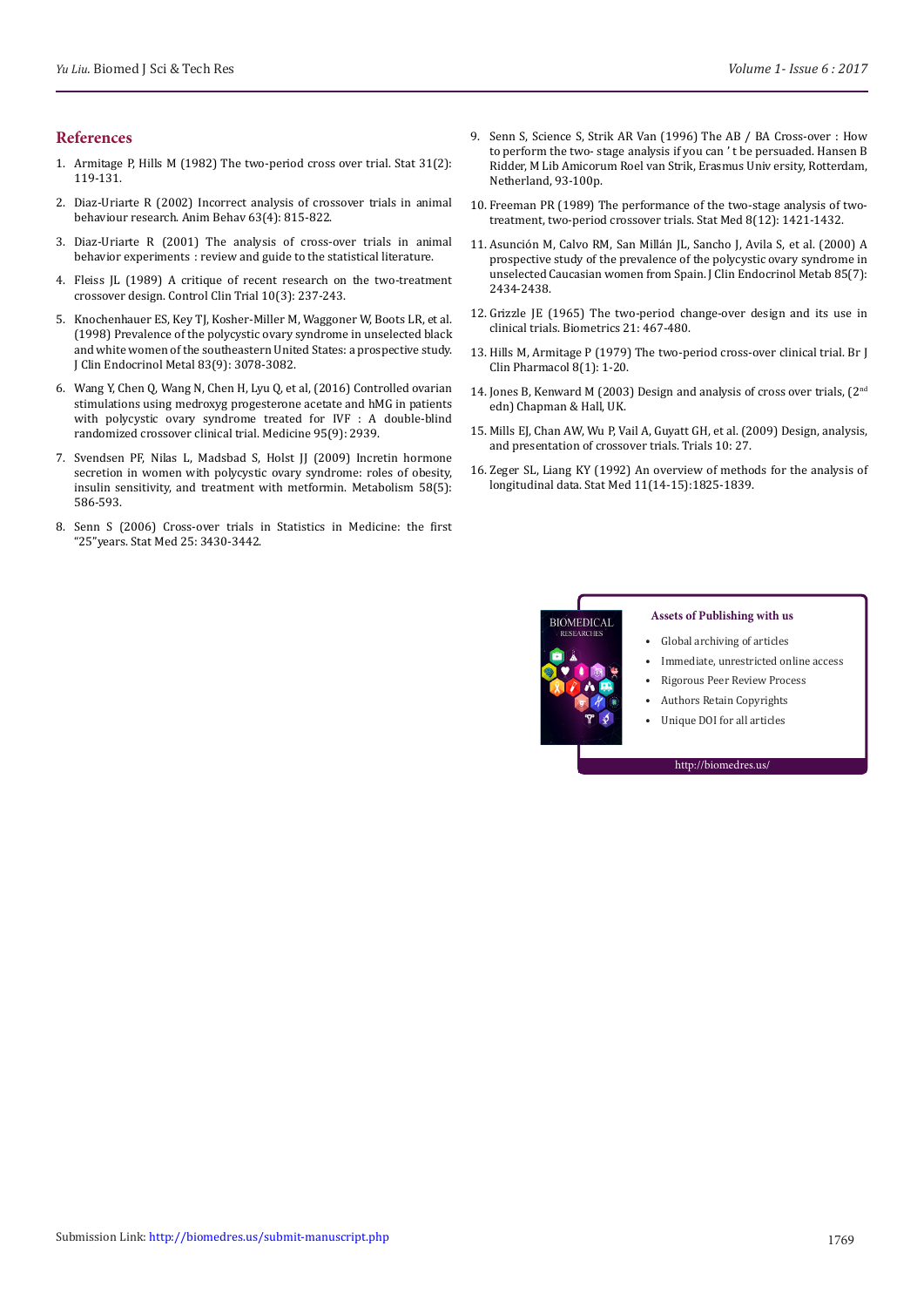## References

1. Armitage P, Hills M (1982) The two-period cross over trial. Stat 31(2): 119-131.
2. Diaz-Uriarte R (2002) Incorrect analysis of crossover trials in animal behaviour research. Anim Behav 63(4): 815-822.
3. Diaz-Uriarte R (2001) The analysis of cross-over trials in animal behavior experiments : review and guide to the statistical literature.
4. Fleiss JL (1989) A critique of recent research on the two-treatment crossover design. Control Clin Trial 10(3): 237-243.
5. Knochenhauer ES, Key TJ, Kosher-Miller M, Waggoner W, Boots LR, et al. (1998) Prevalence of the polycystic ovary syndrome in unselected black and white women of the southeastern United States: a prospective study. J Clin Endocrinol Metal 83(9): 3078-3082.
6. Wang Y, Chen Q, Wang N, Chen H, Lyu Q, et al, (2016) Controlled ovarian stimulations using medroxyg progesterone acetate and hMG in patients with polycystic ovary syndrome treated for IVF : A double-blind randomized crossover clinical trial. Medicine 95(9): 2939.
7. Svendsen PF, Nilas L, Madsbad S, Holst JJ (2009) Incretin hormone secretion in women with polycystic ovary syndrome: roles of obesity, insulin sensitivity, and treatment with metformin. Metabolism 58(5): 586-593.
8. Senn S (2006) Cross-over trials in Statistics in Medicine: the first "25"years. Stat Med 25: 3430-3442.
9. Senn S, Science S, Strik AR Van (1996) The AB / BA Cross-over : How to perform the two- stage analysis if you can ' t be persuaded. Hansen B Ridder, M Lib Amicorum Roel van Strik, Erasmus Univ ersity, Rotterdam, Netherland, 93-100p.
10. Freeman PR (1989) The performance of the two-stage analysis of two-treatment, two-period crossover trials. Stat Med 8(12): 1421-1432.
11. Asunción M, Calvo RM, San Millán JL, Sancho J, Avila S, et al. (2000) A prospective study of the prevalence of the polycystic ovary syndrome in unselected Caucasian women from Spain. J Clin Endocrinol Metab 85(7): 2434-2438.
12. Grizzle JE (1965) The two-period change-over design and its use in clinical trials. Biometrics 21: 467-480.
13. Hills M, Armitage P (1979) The two-period cross-over clinical trial. Br J Clin Pharmacol 8(1): 1-20.
14. Jones B, Kenward M (2003) Design and analysis of cross over trials, (2nd edn) Chapman & Hall, UK.
15. Mills EJ, Chan AW, Wu P, Vail A, Guyatt GH, et al. (2009) Design, analysis, and presentation of crossover trials. Trials 10: 27.
16. Zeger SL, Liang KY (1992) An overview of methods for the analysis of longitudinal data. Stat Med 11(14-15):1825-1839.

**Assets of Publishing with us**

- Global archiving of articles
- Immediate, unrestricted online access
- Rigorous Peer Review Process
- Authors Retain Copyrights
- Unique DOI for all articles

http://biomedres.us/

Submission Link: http://biomedres.us/submit-manuscript.php